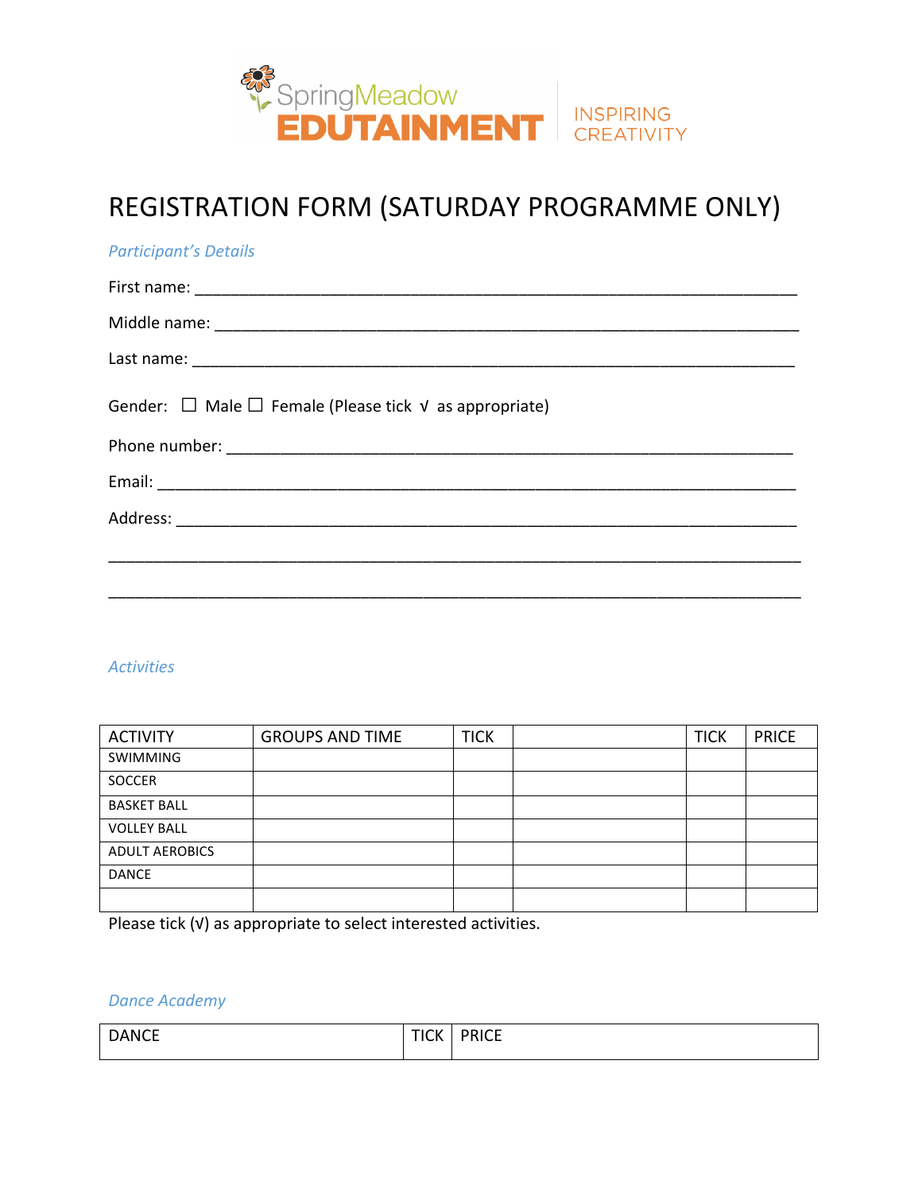SpringMeadow EDUTAINMENT | INSPIRING CREATIVITY

# REGISTRATION FORM (SATURDAY PROGRAMME ONLY)

*Participant's Details*

First name: ____________________________________________________________________

Middle name: __________________________________________________________________

Last name: _____________________________________________________________________

Gender: ☐ Male ☐ Female (Please tick √ as appropriate)

Phone number: _________________________________________________________________

Email: ________________________________________________________________________

Address: ______________________________________________________________________

_______________________________________________________________________________

_______________________________________________________________________________

*Activities*

| ACTIVITY | GROUPS AND TIME | TICK | | TICK | PRICE |
|---|---|---|---|---|---|
| SWIMMING | | | | | |
| SOCCER | | | | | |
| BASKET BALL | | | | | |
| VOLLEY BALL | | | | | |
| ADULT AEROBICS | | | | | |
| DANCE | | | | | |
| | | | | | |

Please tick (√) as appropriate to select interested activities.

*Dance Academy*

| DANCE | TICK | PRICE |
|---|---|---|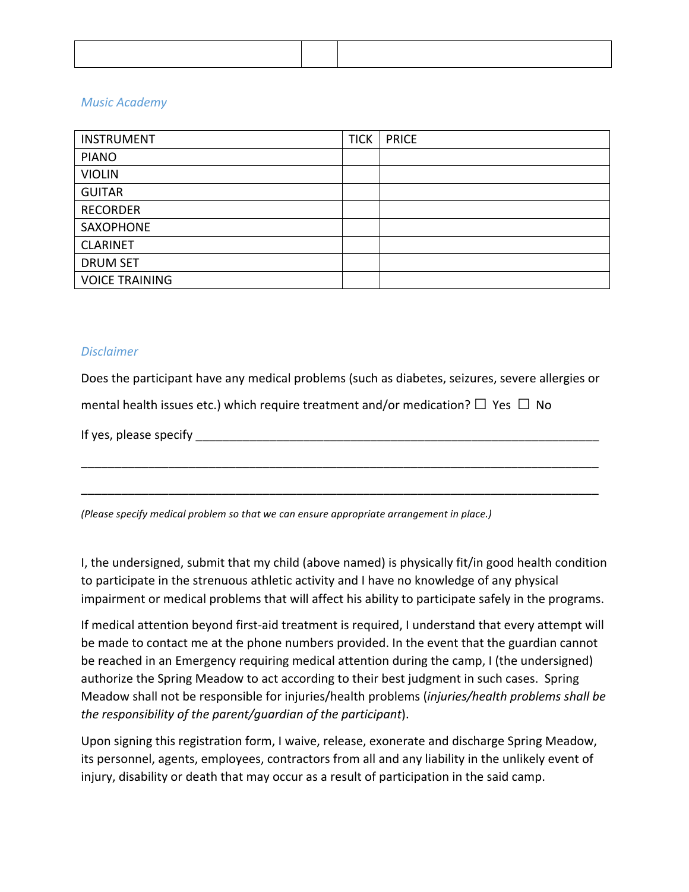| | | |
|---|---|---|
| | | |

*Music Academy*

| INSTRUMENT | TICK | PRICE |
|---|---|---|
| PIANO | | |
| VIOLIN | | |
| GUITAR | | |
| RECORDER | | |
| SAXOPHONE | | |
| CLARINET | | |
| DRUM SET | | |
| VOICE TRAINING | | |

*Disclaimer*

Does the participant have any medical problems (such as diabetes, seizures, severe allergies or mental health issues etc.) which require treatment and/or medication? ☐ Yes ☐ No

If yes, please specify ______________________________________________________________

__________________________________________________________________________

__________________________________________________________________________

*(Please specify medical problem so that we can ensure appropriate arrangement in place.)*

I, the undersigned, submit that my child (above named) is physically fit/in good health condition to participate in the strenuous athletic activity and I have no knowledge of any physical impairment or medical problems that will affect his ability to participate safely in the programs.

If medical attention beyond first-aid treatment is required, I understand that every attempt will be made to contact me at the phone numbers provided. In the event that the guardian cannot be reached in an Emergency requiring medical attention during the camp, I (the undersigned) authorize the Spring Meadow to act according to their best judgment in such cases. Spring Meadow shall not be responsible for injuries/health problems (*injuries/health problems shall be the responsibility of the parent/guardian of the participant*).

Upon signing this registration form, I waive, release, exonerate and discharge Spring Meadow, its personnel, agents, employees, contractors from all and any liability in the unlikely event of injury, disability or death that may occur as a result of participation in the said camp.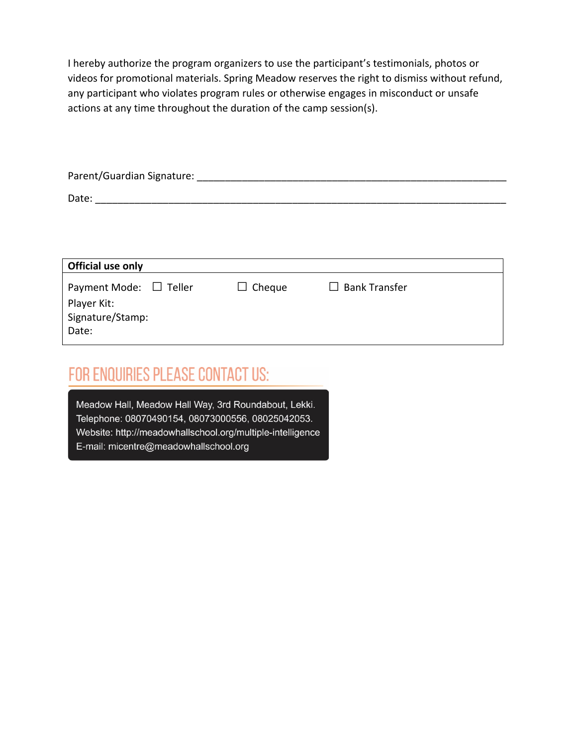I hereby authorize the program organizers to use the participant's testimonials, photos or videos for promotional materials. Spring Meadow reserves the right to dismiss without refund, any participant who violates program rules or otherwise engages in misconduct or unsafe actions at any time throughout the duration of the camp session(s).

Parent/Guardian Signature: ______________________________________________________

Date: __________________________________________________________________________

| **Official use only** | | | |
|---|---|---|---|
| Payment Mode: | ☐ Teller | ☐ Cheque | ☐ Bank Transfer |
| Player Kit: | | | |
| Signature/Stamp: | | | |
| Date: | | | |

## FOR ENQUIRIES PLEASE CONTACT US:

Meadow Hall, Meadow Hall Way, 3rd Roundabout, Lekki.
Telephone: 08070490154, 08073000556, 08025042053.
Website: http://meadowhallschool.org/multiple-intelligence
E-mail: micentre@meadowhallschool.org